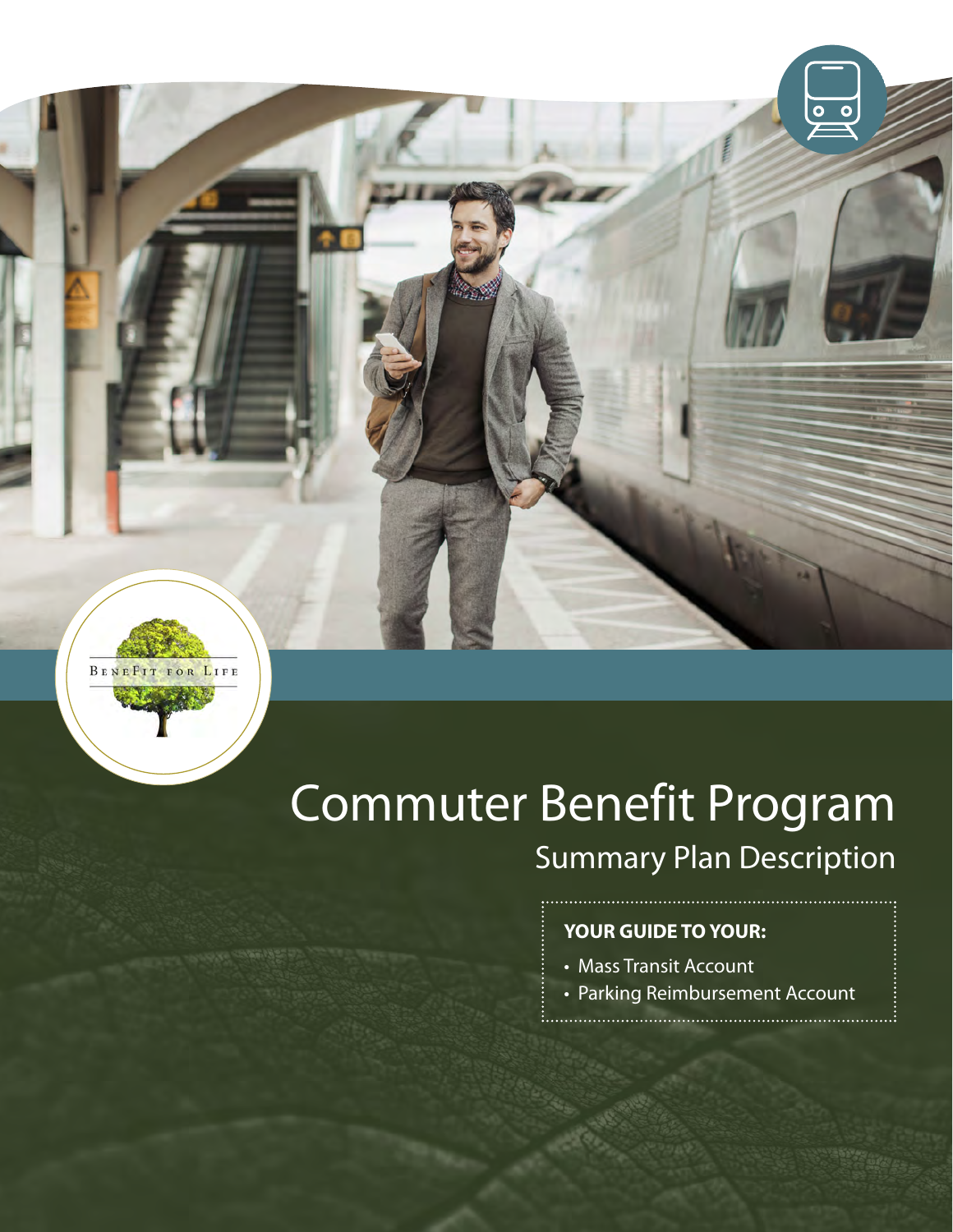BENEFIT FOR LIFE

# Commuter Benefit Program

## Summary Plan Description

**YOUR GUIDE TO YOUR:**

- Mass Transit Account
- Parking Reimbursement Account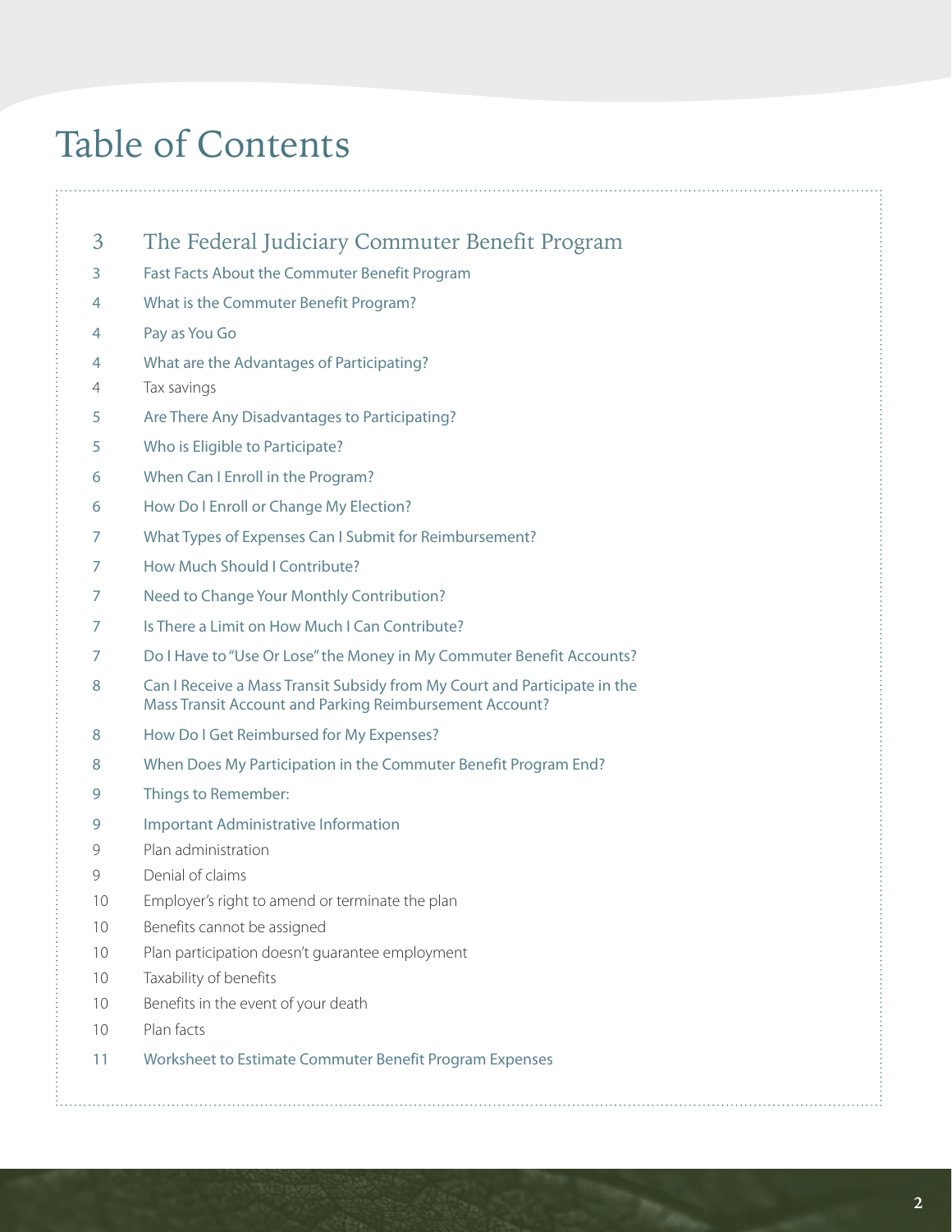# Table of Contents

| | |
|---|---|
| 3 | The Federal Judiciary Commuter Benefit Program |
| 3 | Fast Facts About the Commuter Benefit Program |
| 4 | What is the Commuter Benefit Program? |
| 4 | Pay as You Go |
| 4 | What are the Advantages of Participating? |
| 4 | Tax savings |
| 5 | Are There Any Disadvantages to Participating? |
| 5 | Who is Eligible to Participate? |
| 6 | When Can I Enroll in the Program? |
| 6 | How Do I Enroll or Change My Election? |
| 7 | What Types of Expenses Can I Submit for Reimbursement? |
| 7 | How Much Should I Contribute? |
| 7 | Need to Change Your Monthly Contribution? |
| 7 | Is There a Limit on How Much I Can Contribute? |
| 7 | Do I Have to "Use Or Lose" the Money in My Commuter Benefit Accounts? |
| 8 | Can I Receive a Mass Transit Subsidy from My Court and Participate in the Mass Transit Account and Parking Reimbursement Account? |
| 8 | How Do I Get Reimbursed for My Expenses? |
| 8 | When Does My Participation in the Commuter Benefit Program End? |
| 9 | Things to Remember: |
| 9 | Important Administrative Information |
| 9 | Plan administration |
| 9 | Denial of claims |
| 10 | Employer's right to amend or terminate the plan |
| 10 | Benefits cannot be assigned |
| 10 | Plan participation doesn't guarantee employment |
| 10 | Taxability of benefits |
| 10 | Benefits in the event of your death |
| 10 | Plan facts |
| 11 | Worksheet to Estimate Commuter Benefit Program Expenses |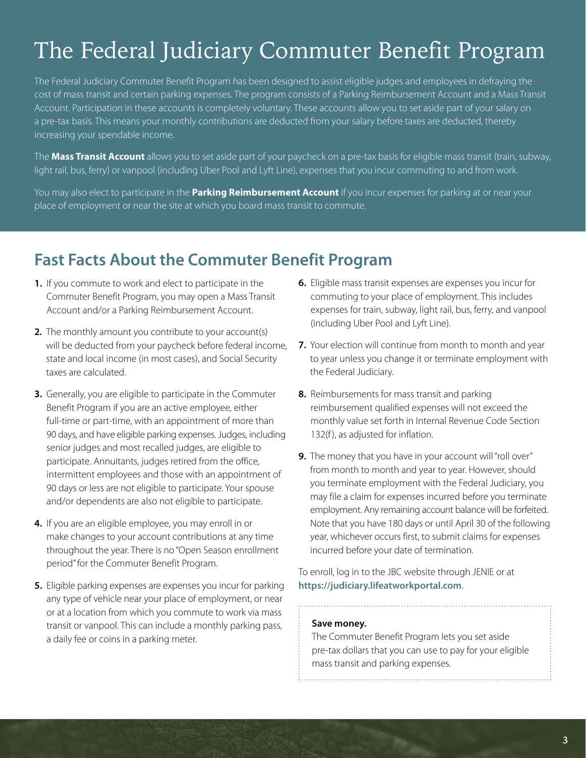# The Federal Judiciary Commuter Benefit Program

The Federal Judiciary Commuter Benefit Program has been designed to assist eligible judges and employees in defraying the cost of mass transit and certain parking expenses. The program consists of a Parking Reimbursement Account and a Mass Transit Account. Participation in these accounts is completely voluntary. These accounts allow you to set aside part of your salary on a pre-tax basis. This means your monthly contributions are deducted from your salary before taxes are deducted, thereby increasing your spendable income.

The **Mass Transit Account** allows you to set aside part of your paycheck on a pre-tax basis for eligible mass transit (train, subway, light rail, bus, ferry) or vanpool (including Uber Pool and Lyft Line), expenses that you incur commuting to and from work.

You may also elect to participate in the **Parking Reimbursement Account** if you incur expenses for parking at or near your place of employment or near the site at which you board mass transit to commute.

## Fast Facts About the Commuter Benefit Program

1. If you commute to work and elect to participate in the Commuter Benefit Program, you may open a Mass Transit Account and/or a Parking Reimbursement Account.
2. The monthly amount you contribute to your account(s) will be deducted from your paycheck before federal income, state and local income (in most cases), and Social Security taxes are calculated.
3. Generally, you are eligible to participate in the Commuter Benefit Program if you are an active employee, either full-time or part-time, with an appointment of more than 90 days, and have eligible parking expenses. Judges, including senior judges and most recalled judges, are eligible to participate. Annuitants, judges retired from the office, intermittent employees and those with an appointment of 90 days or less are not eligible to participate. Your spouse and/or dependents are also not eligible to participate.
4. If you are an eligible employee, you may enroll in or make changes to your account contributions at any time throughout the year. There is no "Open Season enrollment period" for the Commuter Benefit Program.
5. Eligible parking expenses are expenses you incur for parking any type of vehicle near your place of employment, or near or at a location from which you commute to work via mass transit or vanpool. This can include a monthly parking pass, a daily fee or coins in a parking meter.
6. Eligible mass transit expenses are expenses you incur for commuting to your place of employment. This includes expenses for train, subway, light rail, bus, ferry, and vanpool (including Uber Pool and Lyft Line).
7. Your election will continue from month to month and year to year unless you change it or terminate employment with the Federal Judiciary.
8. Reimbursements for mass transit and parking reimbursement qualified expenses will not exceed the monthly value set forth in Internal Revenue Code Section 132(f), as adjusted for inflation.
9. The money that you have in your account will "roll over" from month to month and year to year. However, should you terminate employment with the Federal Judiciary, you may file a claim for expenses incurred before you terminate employment. Any remaining account balance will be forfeited. Note that you have 180 days or until April 30 of the following year, whichever occurs first, to submit claims for expenses incurred before your date of termination.

To enroll, log in to the JBC website through JENIE or at **https://judiciary.lifeatworkportal.com**.

**Save money.**
The Commuter Benefit Program lets you set aside pre-tax dollars that you can use to pay for your eligible mass transit and parking expenses.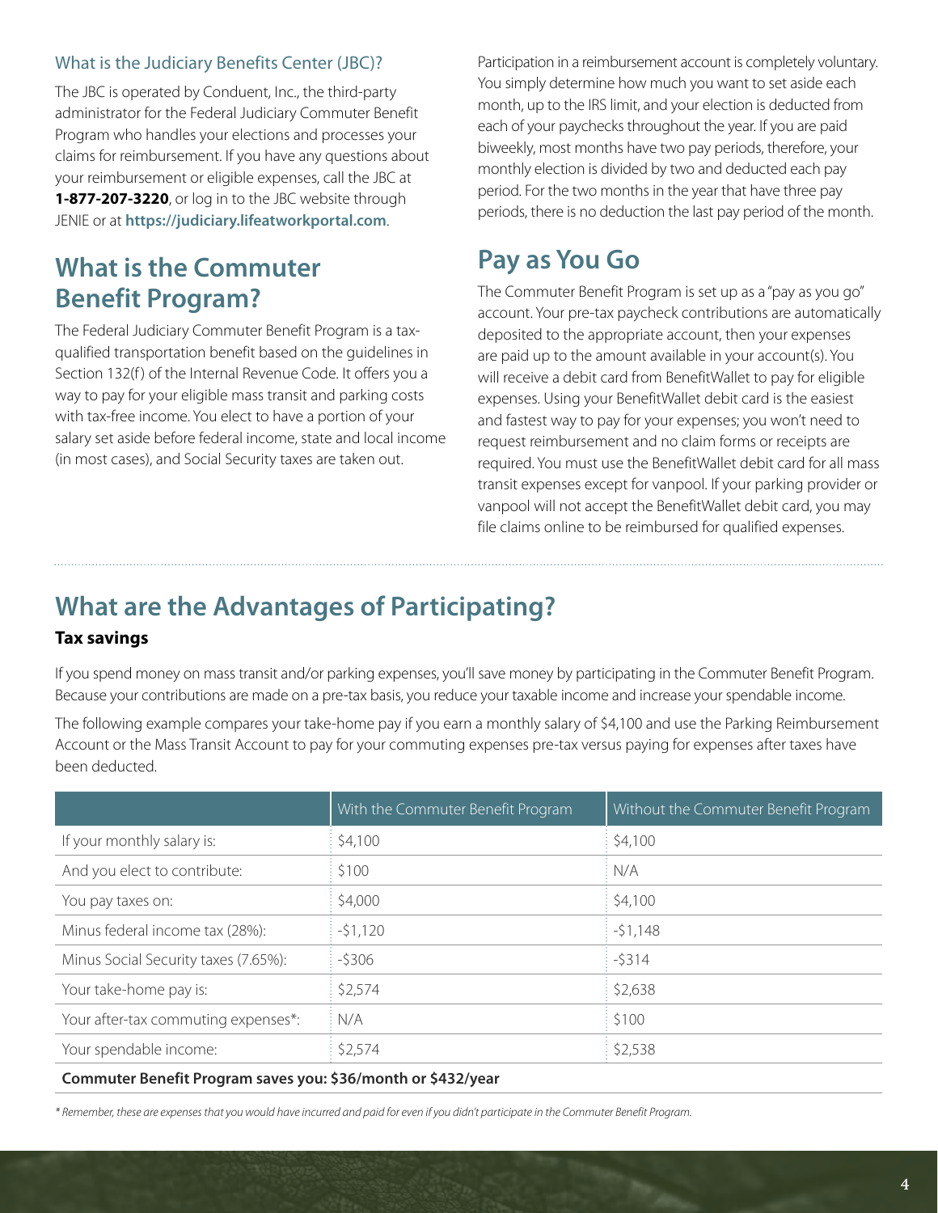### What is the Judiciary Benefits Center (JBC)?

The JBC is operated by Conduent, Inc., the third-party administrator for the Federal Judiciary Commuter Benefit Program who handles your elections and processes your claims for reimbursement. If you have any questions about your reimbursement or eligible expenses, call the JBC at **1-877-207-3220**, or log in to the JBC website through JENIE or at **https://judiciary.lifeatworkportal.com**.

## What is the Commuter Benefit Program?

The Federal Judiciary Commuter Benefit Program is a tax-qualified transportation benefit based on the guidelines in Section 132(f) of the Internal Revenue Code. It offers you a way to pay for your eligible mass transit and parking costs with tax-free income. You elect to have a portion of your salary set aside before federal income, state and local income (in most cases), and Social Security taxes are taken out.

Participation in a reimbursement account is completely voluntary. You simply determine how much you want to set aside each month, up to the IRS limit, and your election is deducted from each of your paychecks throughout the year. If you are paid biweekly, most months have two pay periods, therefore, your monthly election is divided by two and deducted each pay period. For the two months in the year that have three pay periods, there is no deduction the last pay period of the month.

## Pay as You Go

The Commuter Benefit Program is set up as a "pay as you go" account. Your pre-tax paycheck contributions are automatically deposited to the appropriate account, then your expenses are paid up to the amount available in your account(s). You will receive a debit card from BenefitWallet to pay for eligible expenses. Using your BenefitWallet debit card is the easiest and fastest way to pay for your expenses; you won't need to request reimbursement and no claim forms or receipts are required. You must use the BenefitWallet debit card for all mass transit expenses except for vanpool. If your parking provider or vanpool will not accept the BenefitWallet debit card, you may file claims online to be reimbursed for qualified expenses.

## What are the Advantages of Participating?

**Tax savings**

If you spend money on mass transit and/or parking expenses, you'll save money by participating in the Commuter Benefit Program. Because your contributions are made on a pre-tax basis, you reduce your taxable income and increase your spendable income.

The following example compares your take-home pay if you earn a monthly salary of $4,100 and use the Parking Reimbursement Account or the Mass Transit Account to pay for your commuting expenses pre-tax versus paying for expenses after taxes have been deducted.

| | With the Commuter Benefit Program | Without the Commuter Benefit Program |
|---|---|---|
| If your monthly salary is: | $4,100 | $4,100 |
| And you elect to contribute: | $100 | N/A |
| You pay taxes on: | $4,000 | $4,100 |
| Minus federal income tax (28%): | -$1,120 | -$1,148 |
| Minus Social Security taxes (7.65%): | -$306 | -$314 |
| Your take-home pay is: | $2,574 | $2,638 |
| Your after-tax commuting expenses*: | N/A | $100 |
| Your spendable income: | $2,574 | $2,538 |
| **Commuter Benefit Program saves you: $36/month or $432/year** | | |

*\* Remember, these are expenses that you would have incurred and paid for even if you didn't participate in the Commuter Benefit Program.*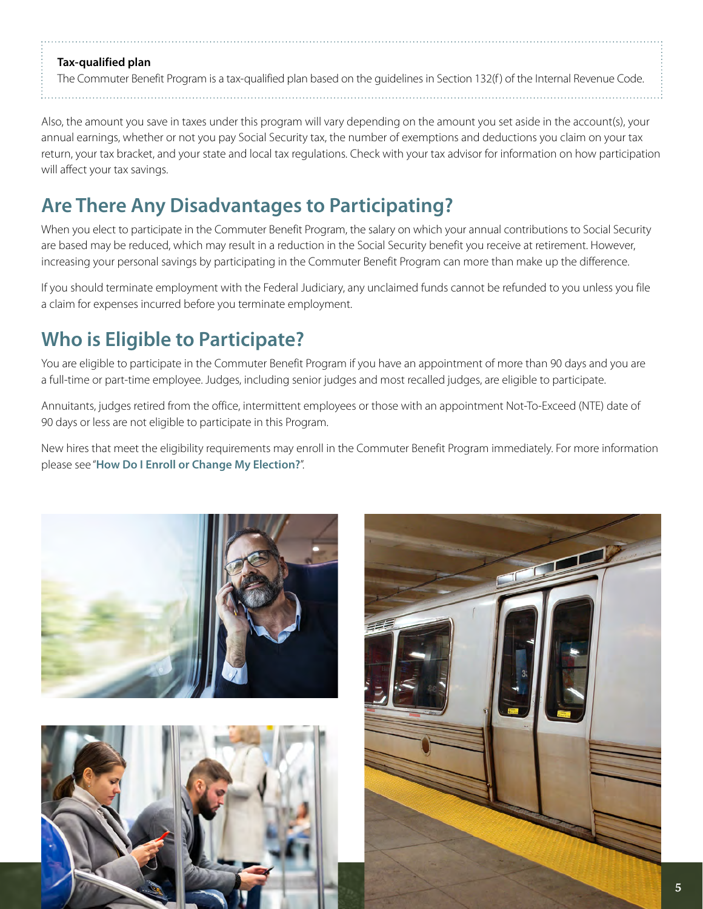**Tax-qualified plan**

The Commuter Benefit Program is a tax-qualified plan based on the guidelines in Section 132(f) of the Internal Revenue Code.

Also, the amount you save in taxes under this program will vary depending on the amount you set aside in the account(s), your annual earnings, whether or not you pay Social Security tax, the number of exemptions and deductions you claim on your tax return, your tax bracket, and your state and local tax regulations. Check with your tax advisor for information on how participation will affect your tax savings.

## Are There Any Disadvantages to Participating?

When you elect to participate in the Commuter Benefit Program, the salary on which your annual contributions to Social Security are based may be reduced, which may result in a reduction in the Social Security benefit you receive at retirement. However, increasing your personal savings by participating in the Commuter Benefit Program can more than make up the difference.

If you should terminate employment with the Federal Judiciary, any unclaimed funds cannot be refunded to you unless you file a claim for expenses incurred before you terminate employment.

## Who is Eligible to Participate?

You are eligible to participate in the Commuter Benefit Program if you have an appointment of more than 90 days and you are a full-time or part-time employee. Judges, including senior judges and most recalled judges, are eligible to participate.

Annuitants, judges retired from the office, intermittent employees or those with an appointment Not-To-Exceed (NTE) date of 90 days or less are not eligible to participate in this Program.

New hires that meet the eligibility requirements may enroll in the Commuter Benefit Program immediately. For more information please see "**How Do I Enroll or Change My Election?**".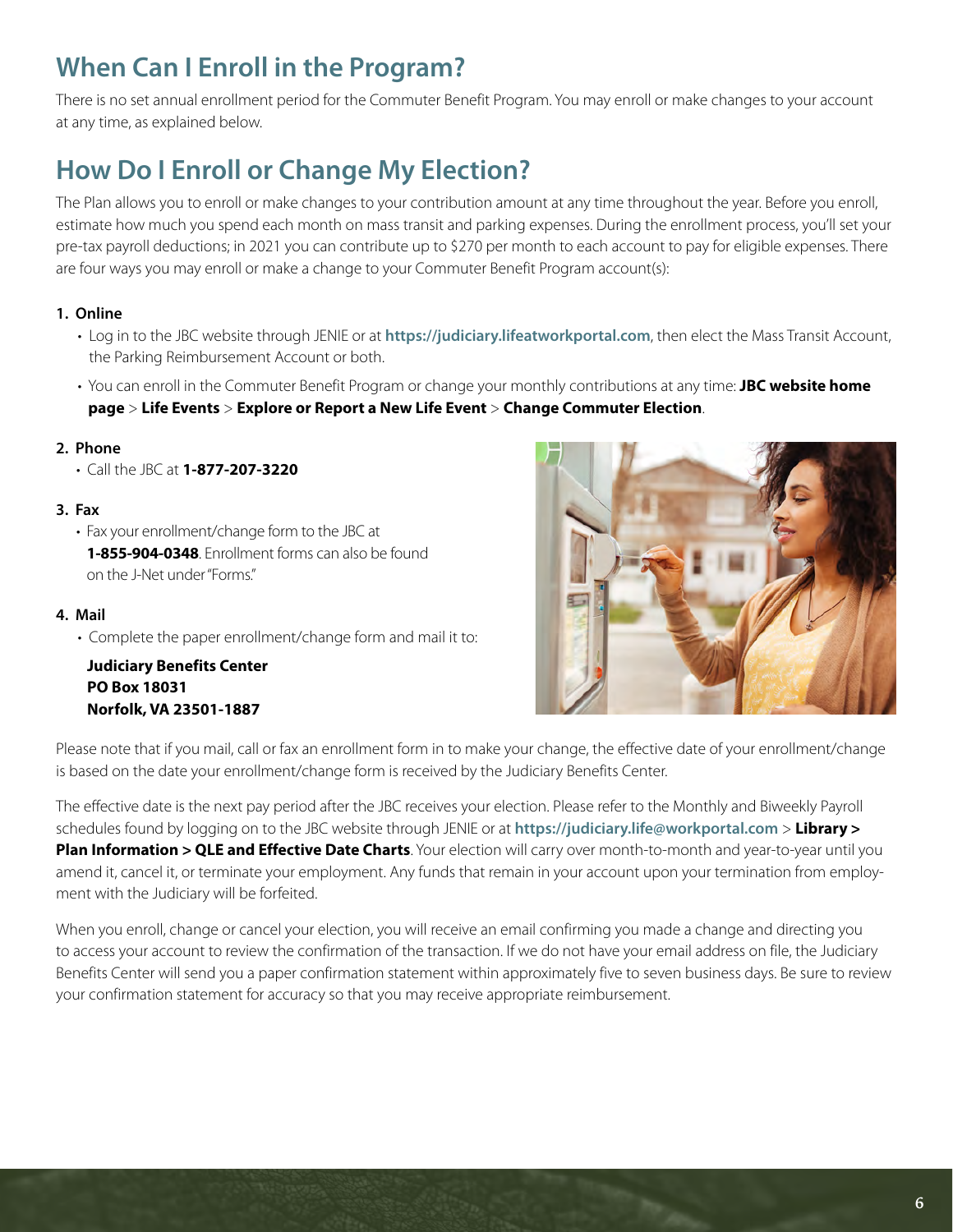## When Can I Enroll in the Program?

There is no set annual enrollment period for the Commuter Benefit Program. You may enroll or make changes to your account at any time, as explained below.

## How Do I Enroll or Change My Election?

The Plan allows you to enroll or make changes to your contribution amount at any time throughout the year. Before you enroll, estimate how much you spend each month on mass transit and parking expenses. During the enrollment process, you'll set your pre-tax payroll deductions; in 2021 you can contribute up to $270 per month to each account to pay for eligible expenses. There are four ways you may enroll or make a change to your Commuter Benefit Program account(s):

1. **Online**
   - Log in to the JBC website through JENIE or at **https://judiciary.lifeatworkportal.com**, then elect the Mass Transit Account, the Parking Reimbursement Account or both.
   - You can enroll in the Commuter Benefit Program or change your monthly contributions at any time: **JBC website home page** > **Life Events** > **Explore or Report a New Life Event** > **Change Commuter Election**.
2. **Phone**
   - Call the JBC at **1-877-207-3220**
3. **Fax**
   - Fax your enrollment/change form to the JBC at **1-855-904-0348**. Enrollment forms can also be found on the J-Net under "Forms."
4. **Mail**
   - Complete the paper enrollment/change form and mail it to:

     **Judiciary Benefits Center**
     **PO Box 18031**
     **Norfolk, VA 23501-1887**

Please note that if you mail, call or fax an enrollment form in to make your change, the effective date of your enrollment/change is based on the date your enrollment/change form is received by the Judiciary Benefits Center.

The effective date is the next pay period after the JBC receives your election. Please refer to the Monthly and Biweekly Payroll schedules found by logging on to the JBC website through JENIE or at **https://judiciary.life@workportal.com** > **Library > Plan Information > QLE and Effective Date Charts**. Your election will carry over month-to-month and year-to-year until you amend it, cancel it, or terminate your employment. Any funds that remain in your account upon your termination from employment with the Judiciary will be forfeited.

When you enroll, change or cancel your election, you will receive an email confirming you made a change and directing you to access your account to review the confirmation of the transaction. If we do not have your email address on file, the Judiciary Benefits Center will send you a paper confirmation statement within approximately five to seven business days. Be sure to review your confirmation statement for accuracy so that you may receive appropriate reimbursement.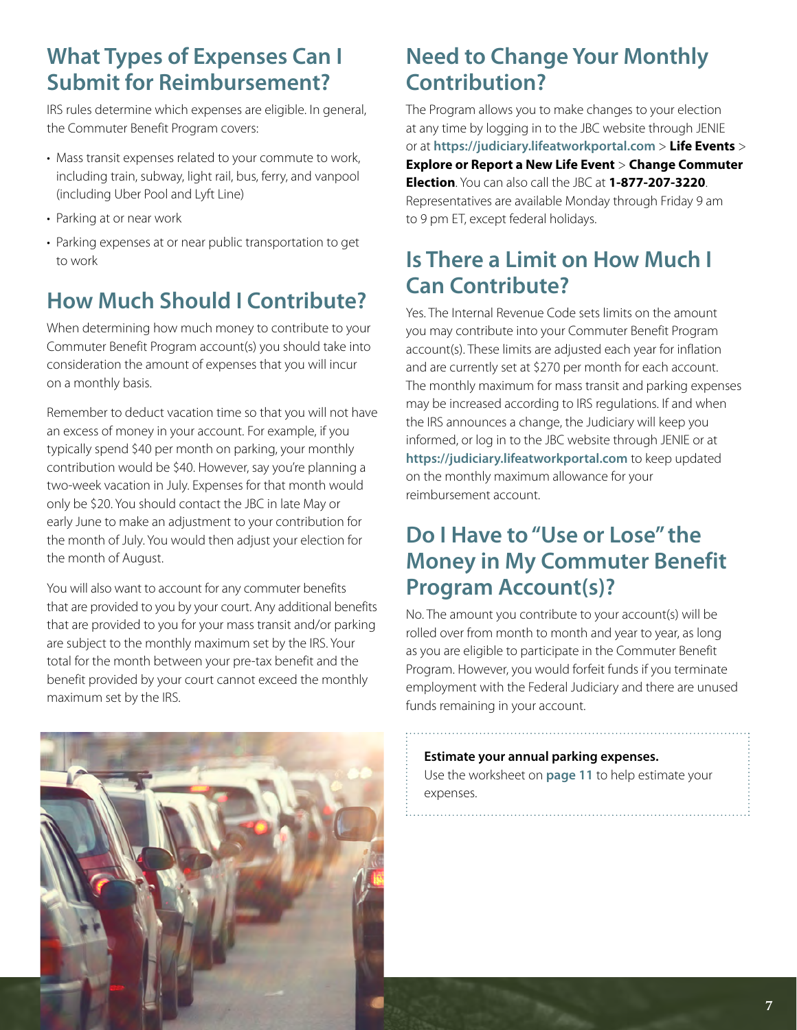## What Types of Expenses Can I Submit for Reimbursement?

IRS rules determine which expenses are eligible. In general, the Commuter Benefit Program covers:

- Mass transit expenses related to your commute to work, including train, subway, light rail, bus, ferry, and vanpool (including Uber Pool and Lyft Line)
- Parking at or near work
- Parking expenses at or near public transportation to get to work

## How Much Should I Contribute?

When determining how much money to contribute to your Commuter Benefit Program account(s) you should take into consideration the amount of expenses that you will incur on a monthly basis.

Remember to deduct vacation time so that you will not have an excess of money in your account. For example, if you typically spend $40 per month on parking, your monthly contribution would be $40. However, say you're planning a two-week vacation in July. Expenses for that month would only be $20. You should contact the JBC in late May or early June to make an adjustment to your contribution for the month of July. You would then adjust your election for the month of August.

You will also want to account for any commuter benefits that are provided to you by your court. Any additional benefits that are provided to you for your mass transit and/or parking are subject to the monthly maximum set by the IRS. Your total for the month between your pre-tax benefit and the benefit provided by your court cannot exceed the monthly maximum set by the IRS.

## Need to Change Your Monthly Contribution?

The Program allows you to make changes to your election at any time by logging in to the JBC website through JENIE or at **https://judiciary.lifeatworkportal.com** > **Life Events** > **Explore or Report a New Life Event** > **Change Commuter Election**. You can also call the JBC at **1-877-207-3220**. Representatives are available Monday through Friday 9 am to 9 pm ET, except federal holidays.

## Is There a Limit on How Much I Can Contribute?

Yes. The Internal Revenue Code sets limits on the amount you may contribute into your Commuter Benefit Program account(s). These limits are adjusted each year for inflation and are currently set at $270 per month for each account. The monthly maximum for mass transit and parking expenses may be increased according to IRS regulations. If and when the IRS announces a change, the Judiciary will keep you informed, or log in to the JBC website through JENIE or at **https://judiciary.lifeatworkportal.com** to keep updated on the monthly maximum allowance for your reimbursement account.

## Do I Have to "Use or Lose" the Money in My Commuter Benefit Program Account(s)?

No. The amount you contribute to your account(s) will be rolled over from month to month and year to year, as long as you are eligible to participate in the Commuter Benefit Program. However, you would forfeit funds if you terminate employment with the Federal Judiciary and there are unused funds remaining in your account.

**Estimate your annual parking expenses.**
Use the worksheet on **page 11** to help estimate your expenses.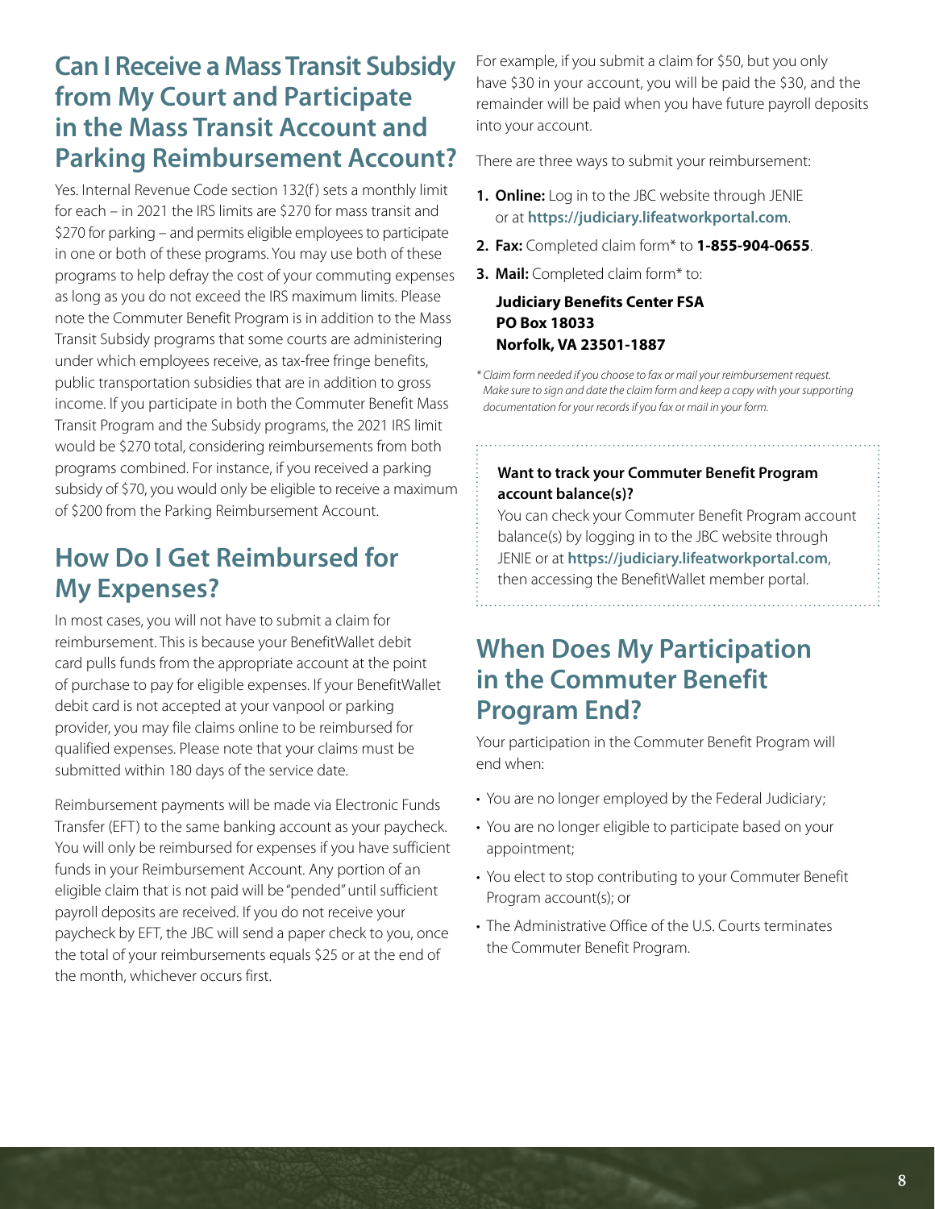## Can I Receive a Mass Transit Subsidy from My Court and Participate in the Mass Transit Account and Parking Reimbursement Account?

Yes. Internal Revenue Code section 132(f) sets a monthly limit for each – in 2021 the IRS limits are $270 for mass transit and $270 for parking – and permits eligible employees to participate in one or both of these programs. You may use both of these programs to help defray the cost of your commuting expenses as long as you do not exceed the IRS maximum limits. Please note the Commuter Benefit Program is in addition to the Mass Transit Subsidy programs that some courts are administering under which employees receive, as tax-free fringe benefits, public transportation subsidies that are in addition to gross income. If you participate in both the Commuter Benefit Mass Transit Program and the Subsidy programs, the 2021 IRS limit would be $270 total, considering reimbursements from both programs combined. For instance, if you received a parking subsidy of $70, you would only be eligible to receive a maximum of $200 from the Parking Reimbursement Account.

## How Do I Get Reimbursed for My Expenses?

In most cases, you will not have to submit a claim for reimbursement. This is because your BenefitWallet debit card pulls funds from the appropriate account at the point of purchase to pay for eligible expenses. If your BenefitWallet debit card is not accepted at your vanpool or parking provider, you may file claims online to be reimbursed for qualified expenses. Please note that your claims must be submitted within 180 days of the service date.

Reimbursement payments will be made via Electronic Funds Transfer (EFT) to the same banking account as your paycheck. You will only be reimbursed for expenses if you have sufficient funds in your Reimbursement Account. Any portion of an eligible claim that is not paid will be "pended" until sufficient payroll deposits are received. If you do not receive your paycheck by EFT, the JBC will send a paper check to you, once the total of your reimbursements equals $25 or at the end of the month, whichever occurs first.

For example, if you submit a claim for $50, but you only have $30 in your account, you will be paid the $30, and the remainder will be paid when you have future payroll deposits into your account.

There are three ways to submit your reimbursement:

1. **Online:** Log in to the JBC website through JENIE or at **https://judiciary.lifeatworkportal.com**.
2. **Fax:** Completed claim form* to **1-855-904-0655**.
3. **Mail:** Completed claim form* to:

   **Judiciary Benefits Center FSA**
   **PO Box 18033**
   **Norfolk, VA 23501-1887**

*\* Claim form needed if you choose to fax or mail your reimbursement request. Make sure to sign and date the claim form and keep a copy with your supporting documentation for your records if you fax or mail in your form.*

**Want to track your Commuter Benefit Program account balance(s)?**

You can check your Commuter Benefit Program account balance(s) by logging in to the JBC website through JENIE or at **https://judiciary.lifeatworkportal.com**, then accessing the BenefitWallet member portal.

## When Does My Participation in the Commuter Benefit Program End?

Your participation in the Commuter Benefit Program will end when:

- You are no longer employed by the Federal Judiciary;
- You are no longer eligible to participate based on your appointment;
- You elect to stop contributing to your Commuter Benefit Program account(s); or
- The Administrative Office of the U.S. Courts terminates the Commuter Benefit Program.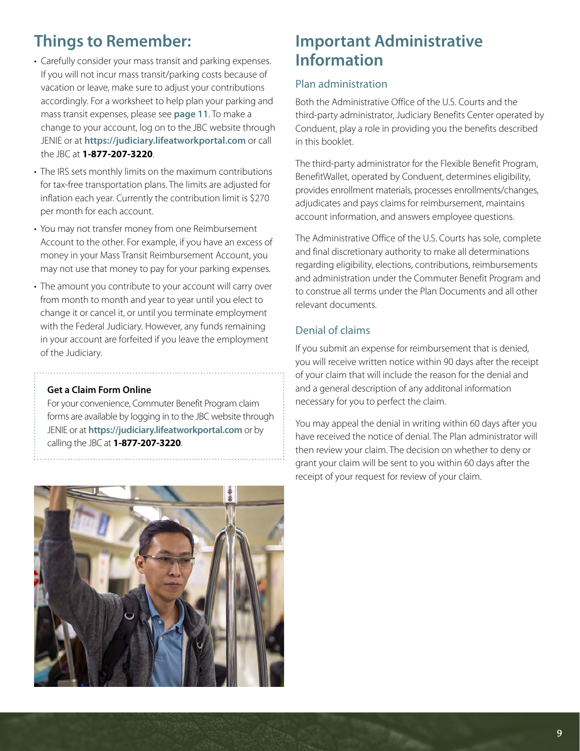## Things to Remember:

- Carefully consider your mass transit and parking expenses. If you will not incur mass transit/parking costs because of vacation or leave, make sure to adjust your contributions accordingly. For a worksheet to help plan your parking and mass transit expenses, please see **page 11**. To make a change to your account, log on to the JBC website through JENIE or at **https://judiciary.lifeatworkportal.com** or call the JBC at **1-877-207-3220**.
- The IRS sets monthly limits on the maximum contributions for tax-free transportation plans. The limits are adjusted for inflation each year. Currently the contribution limit is $270 per month for each account.
- You may not transfer money from one Reimbursement Account to the other. For example, if you have an excess of money in your Mass Transit Reimbursement Account, you may not use that money to pay for your parking expenses.
- The amount you contribute to your account will carry over from month to month and year to year until you elect to change it or cancel it, or until you terminate employment with the Federal Judiciary. However, any funds remaining in your account are forfeited if you leave the employment of the Judiciary.

**Get a Claim Form Online**

For your convenience, Commuter Benefit Program claim forms are available by logging in to the JBC website through JENIE or at **https://judiciary.lifeatworkportal.com** or by calling the JBC at **1-877-207-3220**.

## Important Administrative Information

### Plan administration

Both the Administrative Office of the U.S. Courts and the third-party administrator, Judiciary Benefits Center operated by Conduent, play a role in providing you the benefits described in this booklet.

The third-party administrator for the Flexible Benefit Program, BenefitWallet, operated by Conduent, determines eligibility, provides enrollment materials, processes enrollments/changes, adjudicates and pays claims for reimbursement, maintains account information, and answers employee questions.

The Administrative Office of the U.S. Courts has sole, complete and final discretionary authority to make all determinations regarding eligibility, elections, contributions, reimbursements and administration under the Commuter Benefit Program and to construe all terms under the Plan Documents and all other relevant documents.

### Denial of claims

If you submit an expense for reimbursement that is denied, you will receive written notice within 90 days after the receipt of your claim that will include the reason for the denial and and a general description of any additonal information necessary for you to perfect the claim.

You may appeal the denial in writing within 60 days after you have received the notice of denial. The Plan administrator will then review your claim. The decision on whether to deny or grant your claim will be sent to you within 60 days after the receipt of your request for review of your claim.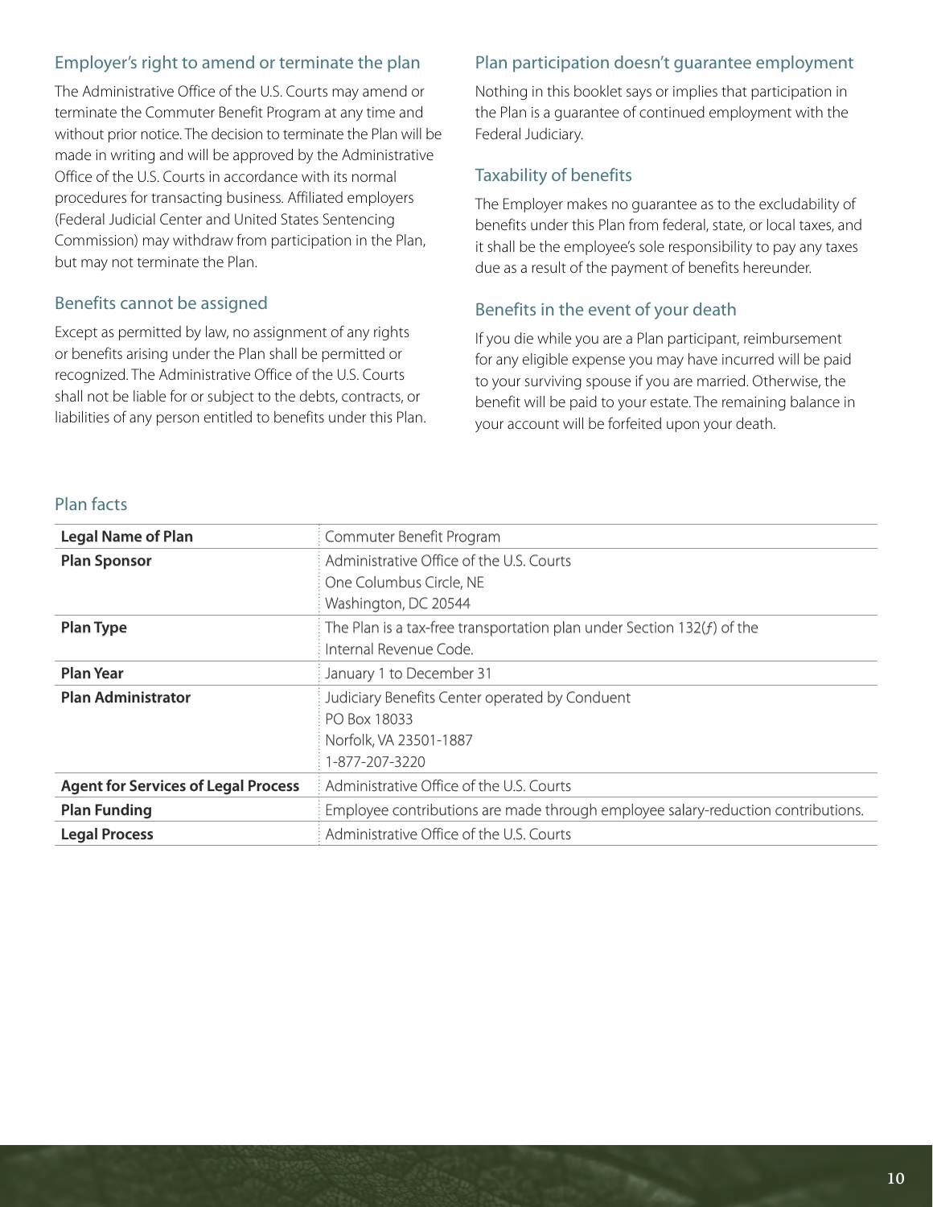## Employer's right to amend or terminate the plan

The Administrative Office of the U.S. Courts may amend or terminate the Commuter Benefit Program at any time and without prior notice. The decision to terminate the Plan will be made in writing and will be approved by the Administrative Office of the U.S. Courts in accordance with its normal procedures for transacting business. Affiliated employers (Federal Judicial Center and United States Sentencing Commission) may withdraw from participation in the Plan, but may not terminate the Plan.

## Benefits cannot be assigned

Except as permitted by law, no assignment of any rights or benefits arising under the Plan shall be permitted or recognized. The Administrative Office of the U.S. Courts shall not be liable for or subject to the debts, contracts, or liabilities of any person entitled to benefits under this Plan.

## Plan participation doesn't guarantee employment

Nothing in this booklet says or implies that participation in the Plan is a guarantee of continued employment with the Federal Judiciary.

## Taxability of benefits

The Employer makes no guarantee as to the excludability of benefits under this Plan from federal, state, or local taxes, and it shall be the employee's sole responsibility to pay any taxes due as a result of the payment of benefits hereunder.

## Benefits in the event of your death

If you die while you are a Plan participant, reimbursement for any eligible expense you may have incurred will be paid to your surviving spouse if you are married. Otherwise, the benefit will be paid to your estate. The remaining balance in your account will be forfeited upon your death.

## Plan facts

| | |
|---|---|
| **Legal Name of Plan** | Commuter Benefit Program |
| **Plan Sponsor** | Administrative Office of the U.S. Courts<br>One Columbus Circle, NE<br>Washington, DC 20544 |
| **Plan Type** | The Plan is a tax-free transportation plan under Section 132(*f*) of the Internal Revenue Code. |
| **Plan Year** | January 1 to December 31 |
| **Plan Administrator** | Judiciary Benefits Center operated by Conduent<br>PO Box 18033<br>Norfolk, VA 23501-1887<br>1-877-207-3220 |
| **Agent for Services of Legal Process** | Administrative Office of the U.S. Courts |
| **Plan Funding** | Employee contributions are made through employee salary-reduction contributions. |
| **Legal Process** | Administrative Office of the U.S. Courts |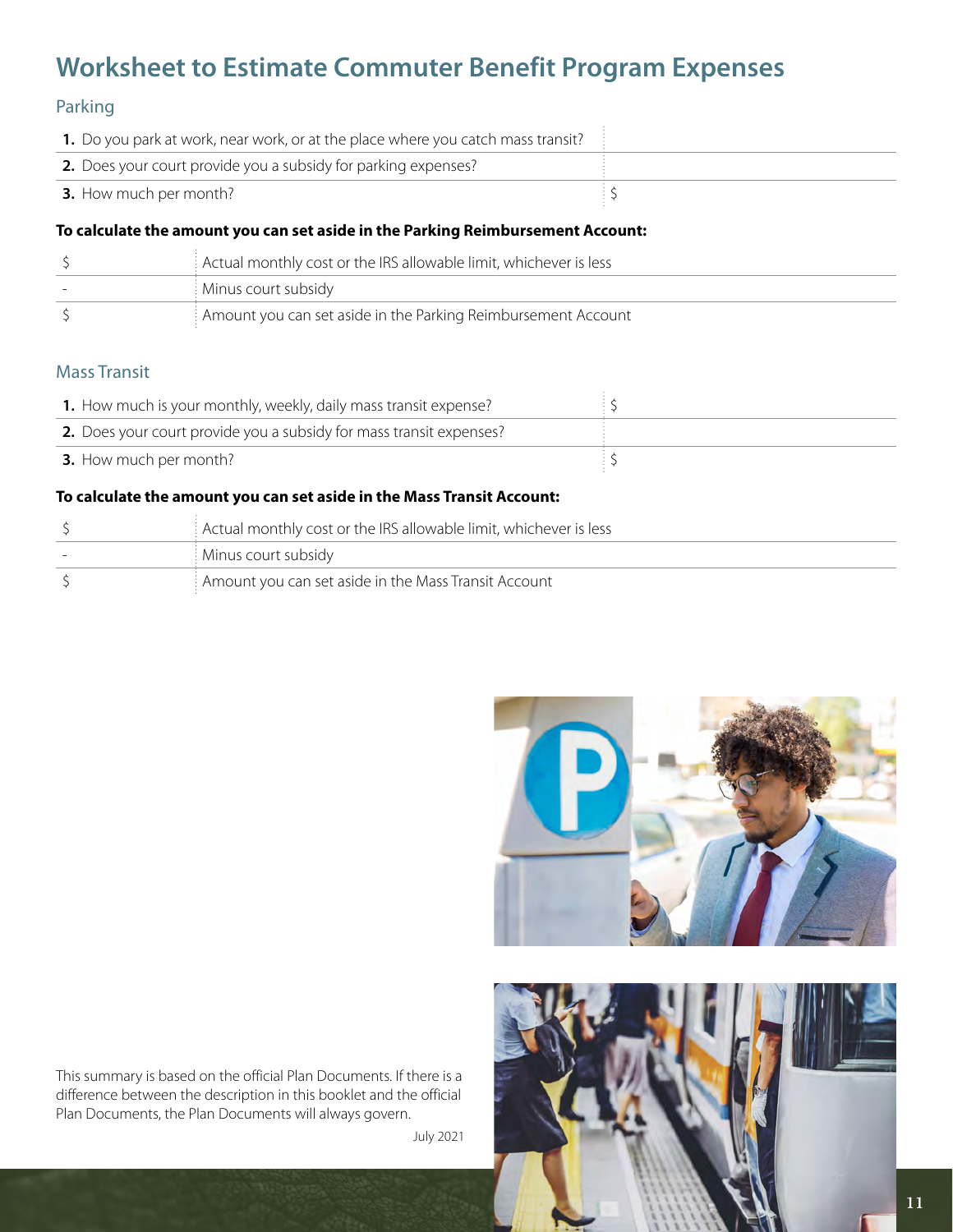# Worksheet to Estimate Commuter Benefit Program Expenses

## Parking

| | |
|---|---|
| **1.** Do you park at work, near work, or at the place where you catch mass transit? | |
| **2.** Does your court provide you a subsidy for parking expenses? | |
| **3.** How much per month? | $ |

**To calculate the amount you can set aside in the Parking Reimbursement Account:**

| | |
|---|---|
| $ | Actual monthly cost or the IRS allowable limit, whichever is less |
| - | Minus court subsidy |
| $ | Amount you can set aside in the Parking Reimbursement Account |

## Mass Transit

| | |
|---|---|
| **1.** How much is your monthly, weekly, daily mass transit expense? | $ |
| **2.** Does your court provide you a subsidy for mass transit expenses? | |
| **3.** How much per month? | $ |

**To calculate the amount you can set aside in the Mass Transit Account:**

| | |
|---|---|
| $ | Actual monthly cost or the IRS allowable limit, whichever is less |
| - | Minus court subsidy |
| $ | Amount you can set aside in the Mass Transit Account |

This summary is based on the official Plan Documents. If there is a difference between the description in this booklet and the official Plan Documents, the Plan Documents will always govern.

July 2021